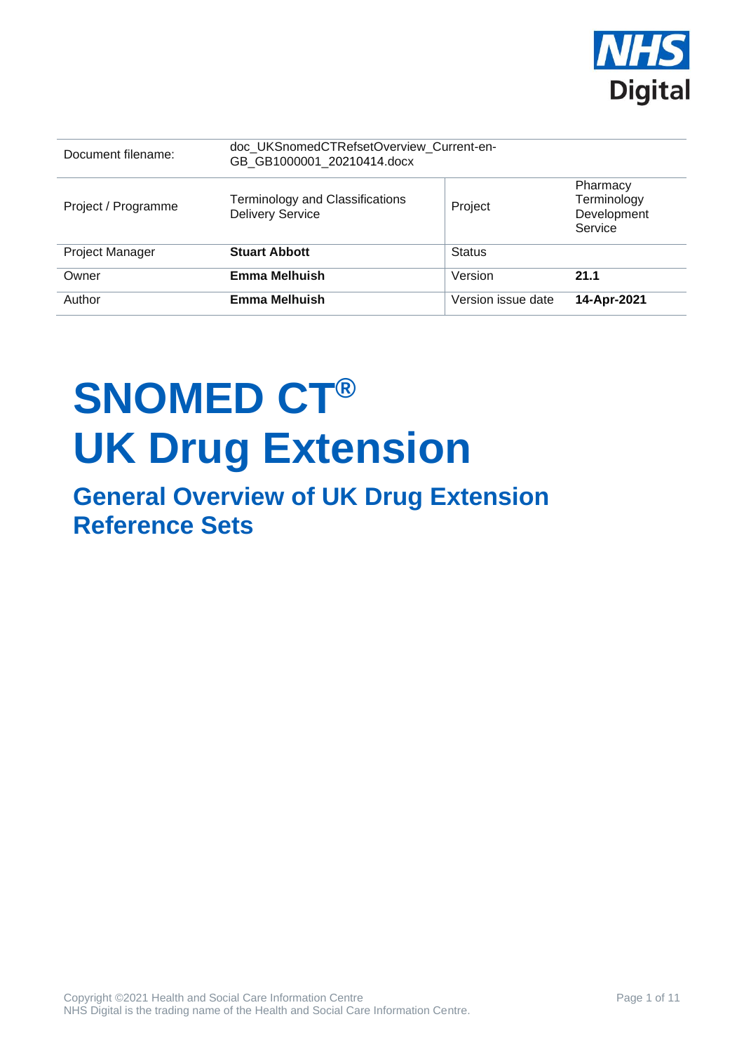| Document filename: | doc_UKSnomedCTRefsetOverview_Current-en-GB_GB1000001_20210414.docx | | |
|---|---|---|---|
| Project / Programme | Terminology and Classifications Delivery Service | Project | Pharmacy Terminology Development Service |
| Project Manager | **Stuart Abbott** | Status | |
| Owner | **Emma Melhuish** | Version | **21.1** |
| Author | **Emma Melhuish** | Version issue date | **14-Apr-2021** |

# SNOMED CT® UK Drug Extension

## General Overview of UK Drug Extension Reference Sets

Copyright ©2021 Health and Social Care Information Centre
NHS Digital is the trading name of the Health and Social Care Information Centre.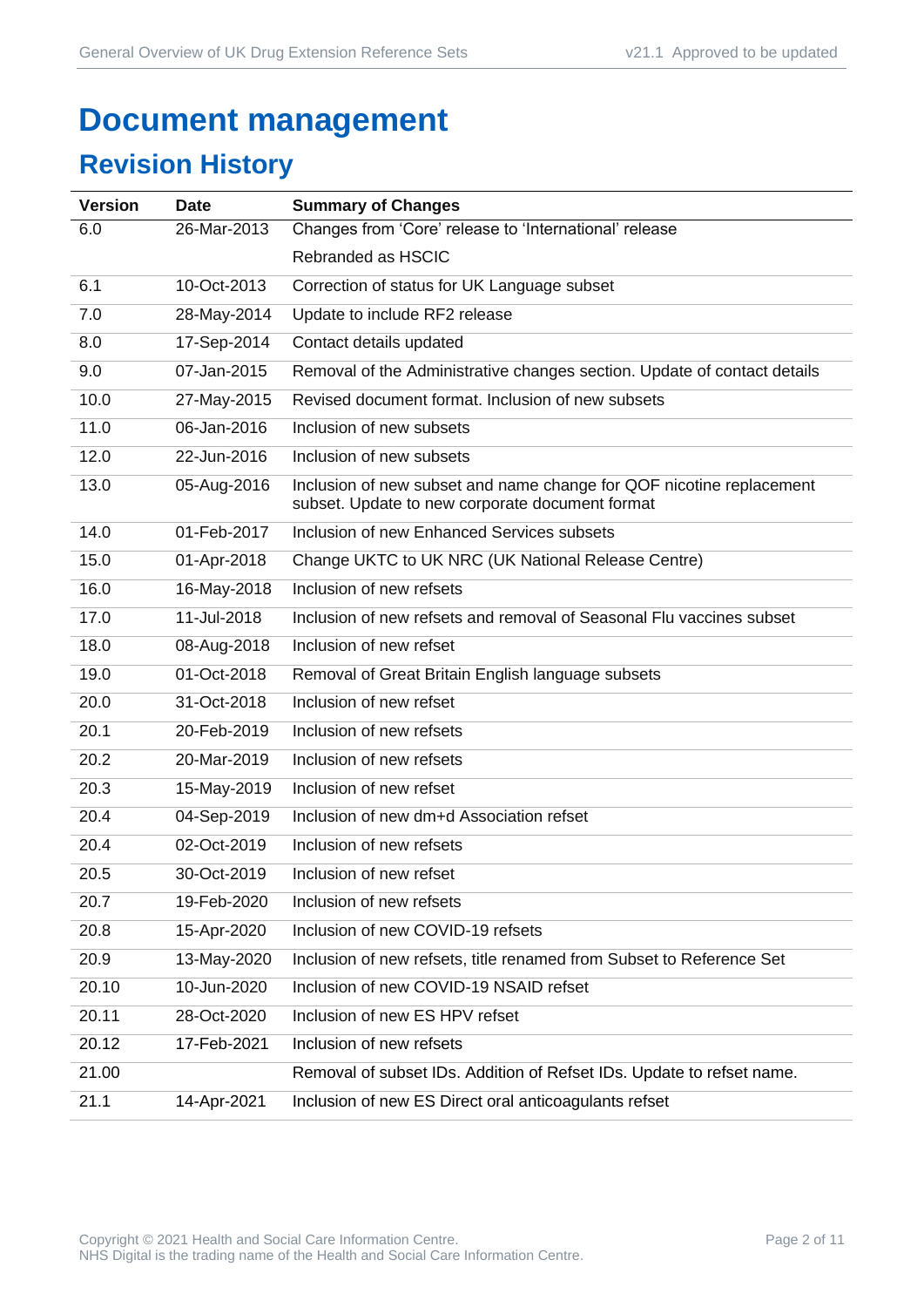# Document management

## Revision History

| Version | Date | Summary of Changes |
|---|---|---|
| 6.0 | 26-Mar-2013 | Changes from 'Core' release to 'International' release<br>Rebranded as HSCIC |
| 6.1 | 10-Oct-2013 | Correction of status for UK Language subset |
| 7.0 | 28-May-2014 | Update to include RF2 release |
| 8.0 | 17-Sep-2014 | Contact details updated |
| 9.0 | 07-Jan-2015 | Removal of the Administrative changes section. Update of contact details |
| 10.0 | 27-May-2015 | Revised document format. Inclusion of new subsets |
| 11.0 | 06-Jan-2016 | Inclusion of new subsets |
| 12.0 | 22-Jun-2016 | Inclusion of new subsets |
| 13.0 | 05-Aug-2016 | Inclusion of new subset and name change for QOF nicotine replacement subset. Update to new corporate document format |
| 14.0 | 01-Feb-2017 | Inclusion of new Enhanced Services subsets |
| 15.0 | 01-Apr-2018 | Change UKTC to UK NRC (UK National Release Centre) |
| 16.0 | 16-May-2018 | Inclusion of new refsets |
| 17.0 | 11-Jul-2018 | Inclusion of new refsets and removal of Seasonal Flu vaccines subset |
| 18.0 | 08-Aug-2018 | Inclusion of new refset |
| 19.0 | 01-Oct-2018 | Removal of Great Britain English language subsets |
| 20.0 | 31-Oct-2018 | Inclusion of new refset |
| 20.1 | 20-Feb-2019 | Inclusion of new refsets |
| 20.2 | 20-Mar-2019 | Inclusion of new refsets |
| 20.3 | 15-May-2019 | Inclusion of new refset |
| 20.4 | 04-Sep-2019 | Inclusion of new dm+d Association refset |
| 20.4 | 02-Oct-2019 | Inclusion of new refsets |
| 20.5 | 30-Oct-2019 | Inclusion of new refset |
| 20.7 | 19-Feb-2020 | Inclusion of new refsets |
| 20.8 | 15-Apr-2020 | Inclusion of new COVID-19 refsets |
| 20.9 | 13-May-2020 | Inclusion of new refsets, title renamed from Subset to Reference Set |
| 20.10 | 10-Jun-2020 | Inclusion of new COVID-19 NSAID refset |
| 20.11 | 28-Oct-2020 | Inclusion of new ES HPV refset |
| 20.12 | 17-Feb-2021 | Inclusion of new refsets |
| 21.00 | | Removal of subset IDs. Addition of Refset IDs. Update to refset name. |
| 21.1 | 14-Apr-2021 | Inclusion of new ES Direct oral anticoagulants refset |

Copyright © 2021 Health and Social Care Information Centre.
NHS Digital is the trading name of the Health and Social Care Information Centre.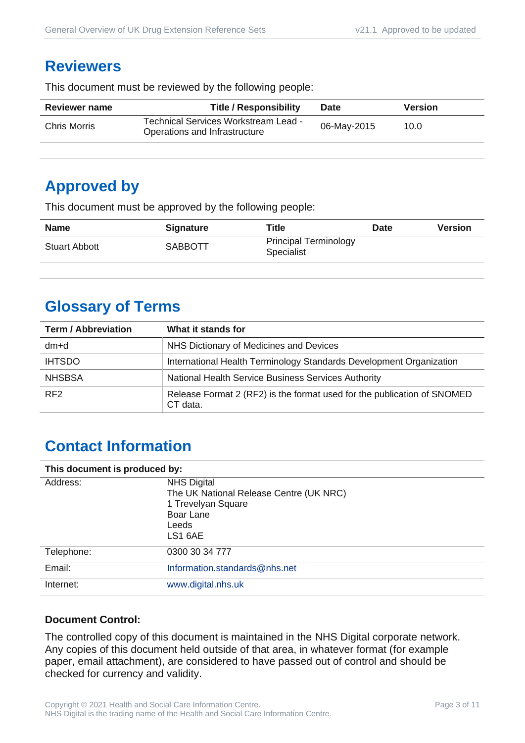## Reviewers

This document must be reviewed by the following people:

| Reviewer name | Title / Responsibility | Date | Version |
|---|---|---|---|
| Chris Morris | Technical Services Workstream Lead - Operations and Infrastructure | 06-May-2015 | 10.0 |

## Approved by

This document must be approved by the following people:

| Name | Signature | Title | Date | Version |
|---|---|---|---|---|
| Stuart Abbott | SABBOTT | Principal Terminology Specialist | | |

## Glossary of Terms

| Term / Abbreviation | What it stands for |
|---|---|
| dm+d | NHS Dictionary of Medicines and Devices |
| IHTSDO | International Health Terminology Standards Development Organization |
| NHSBSA | National Health Service Business Services Authority |
| RF2 | Release Format 2 (RF2) is the format used for the publication of SNOMED CT data. |

## Contact Information

| This document is produced by: | |
|---|---|
| Address: | NHS Digital<br>The UK National Release Centre (UK NRC)<br>1 Trevelyan Square<br>Boar Lane<br>Leeds<br>LS1 6AE |
| Telephone: | 0300 30 34 777 |
| Email: | Information.standards@nhs.net |
| Internet: | www.digital.nhs.uk |

**Document Control:**

The controlled copy of this document is maintained in the NHS Digital corporate network. Any copies of this document held outside of that area, in whatever format (for example paper, email attachment), are considered to have passed out of control and should be checked for currency and validity.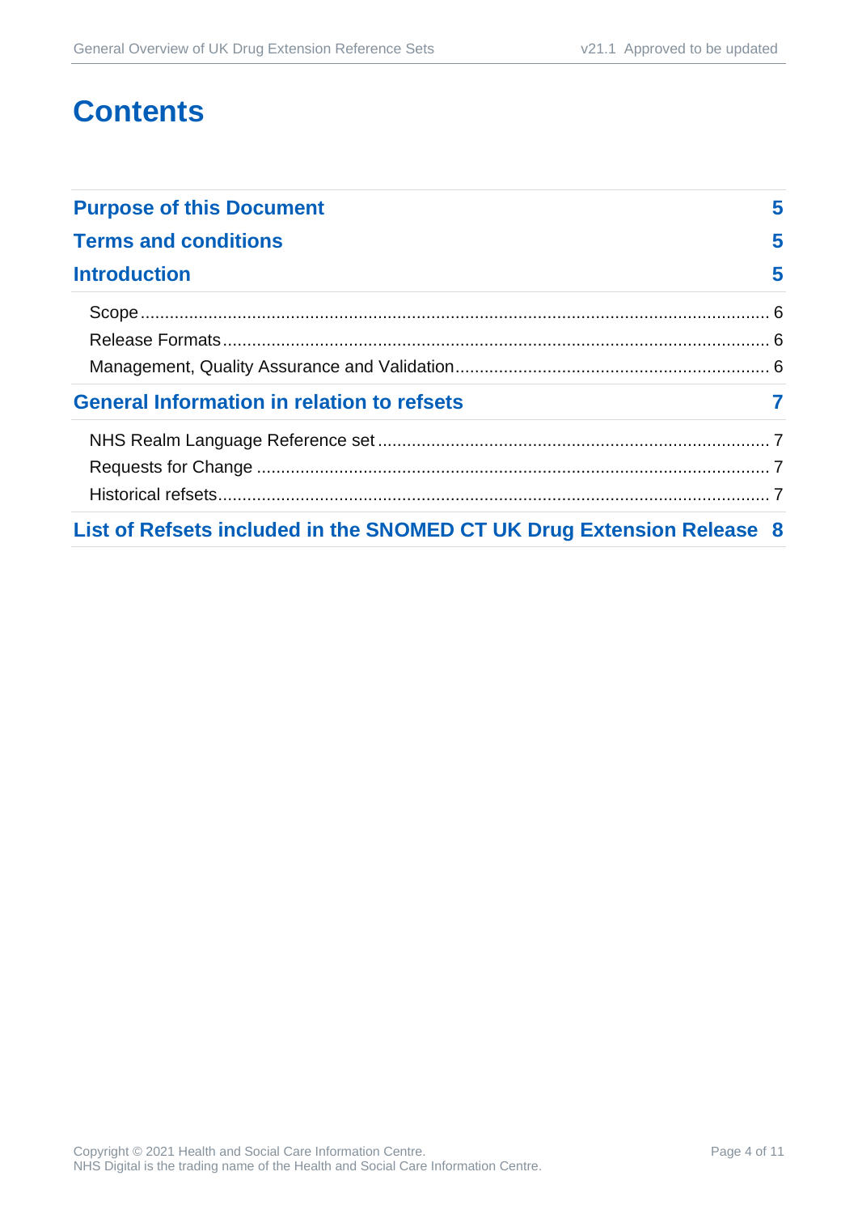# Contents

| | |
|---|---|
| **Purpose of this Document** | **5** |
| **Terms and conditions** | **5** |
| **Introduction** | **5** |
| Scope | 6 |
| Release Formats | 6 |
| Management, Quality Assurance and Validation | 6 |
| **General Information in relation to refsets** | **7** |
| NHS Realm Language Reference set | 7 |
| Requests for Change | 7 |
| Historical refsets | 7 |
| **List of Refsets included in the SNOMED CT UK Drug Extension Release** | **8** |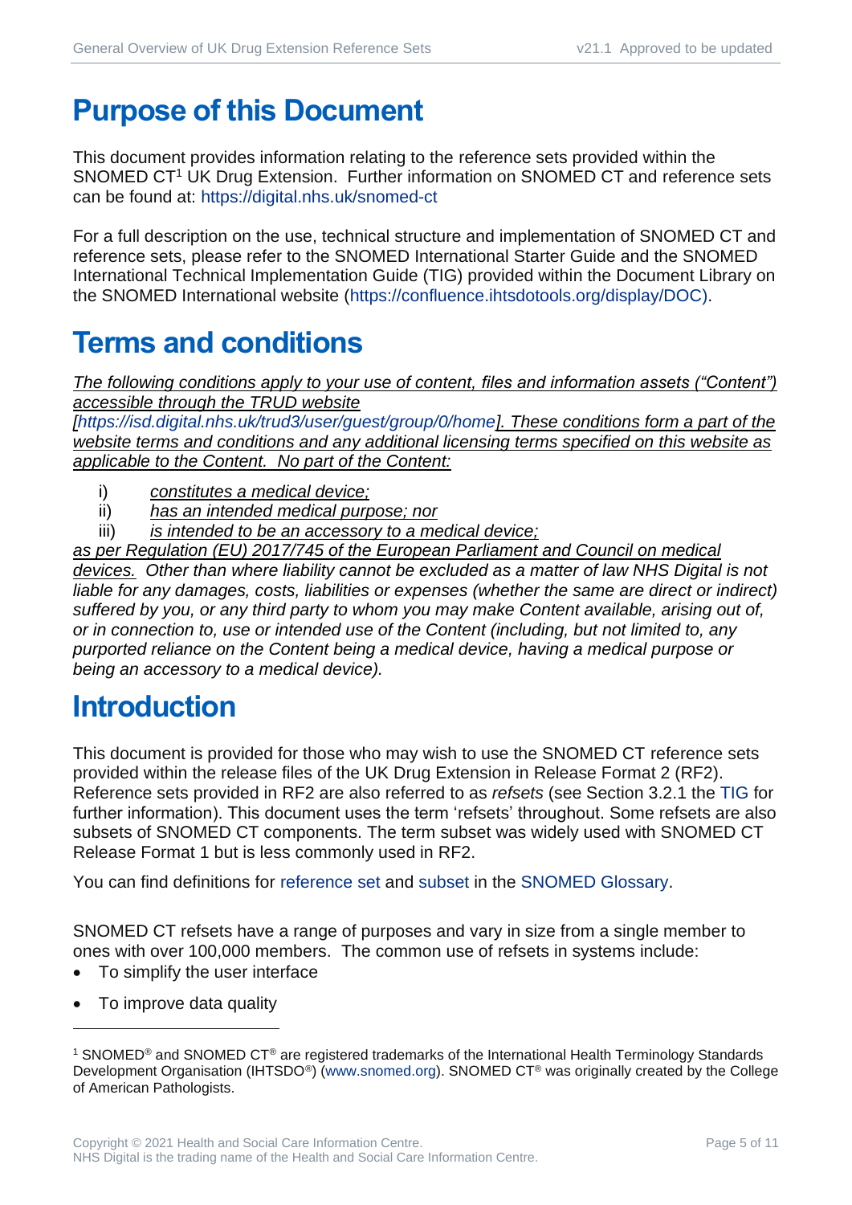# Purpose of this Document

This document provides information relating to the reference sets provided within the SNOMED CT[1] UK Drug Extension. Further information on SNOMED CT and reference sets can be found at: https://digital.nhs.uk/snomed-ct

For a full description on the use, technical structure and implementation of SNOMED CT and reference sets, please refer to the SNOMED International Starter Guide and the SNOMED International Technical Implementation Guide (TIG) provided within the Document Library on the SNOMED International website (https://confluence.ihtsdotools.org/display/DOC).

# Terms and conditions

*The following conditions apply to your use of content, files and information assets ("Content") accessible through the TRUD website [https://isd.digital.nhs.uk/trud3/user/guest/group/0/home]. These conditions form a part of the website terms and conditions and any additional licensing terms specified on this website as applicable to the Content. No part of the Content:*

i) *constitutes a medical device;*
ii) *has an intended medical purpose; nor*
iii) *is intended to be an accessory to a medical device;*

*as per Regulation (EU) 2017/745 of the European Parliament and Council on medical devices. Other than where liability cannot be excluded as a matter of law NHS Digital is not liable for any damages, costs, liabilities or expenses (whether the same are direct or indirect) suffered by you, or any third party to whom you may make Content available, arising out of, or in connection to, use or intended use of the Content (including, but not limited to, any purported reliance on the Content being a medical device, having a medical purpose or being an accessory to a medical device).*

# Introduction

This document is provided for those who may wish to use the SNOMED CT reference sets provided within the release files of the UK Drug Extension in Release Format 2 (RF2). Reference sets provided in RF2 are also referred to as *refsets* (see Section 3.2.1 the TIG for further information). This document uses the term 'refsets' throughout. Some refsets are also subsets of SNOMED CT components. The term subset was widely used with SNOMED CT Release Format 1 but is less commonly used in RF2.

You can find definitions for reference set and subset in the SNOMED Glossary.

SNOMED CT refsets have a range of purposes and vary in size from a single member to ones with over 100,000 members. The common use of refsets in systems include:

- To simplify the user interface
- To improve data quality

[1] SNOMED® and SNOMED CT® are registered trademarks of the International Health Terminology Standards Development Organisation (IHTSDO®) (www.snomed.org). SNOMED CT® was originally created by the College of American Pathologists.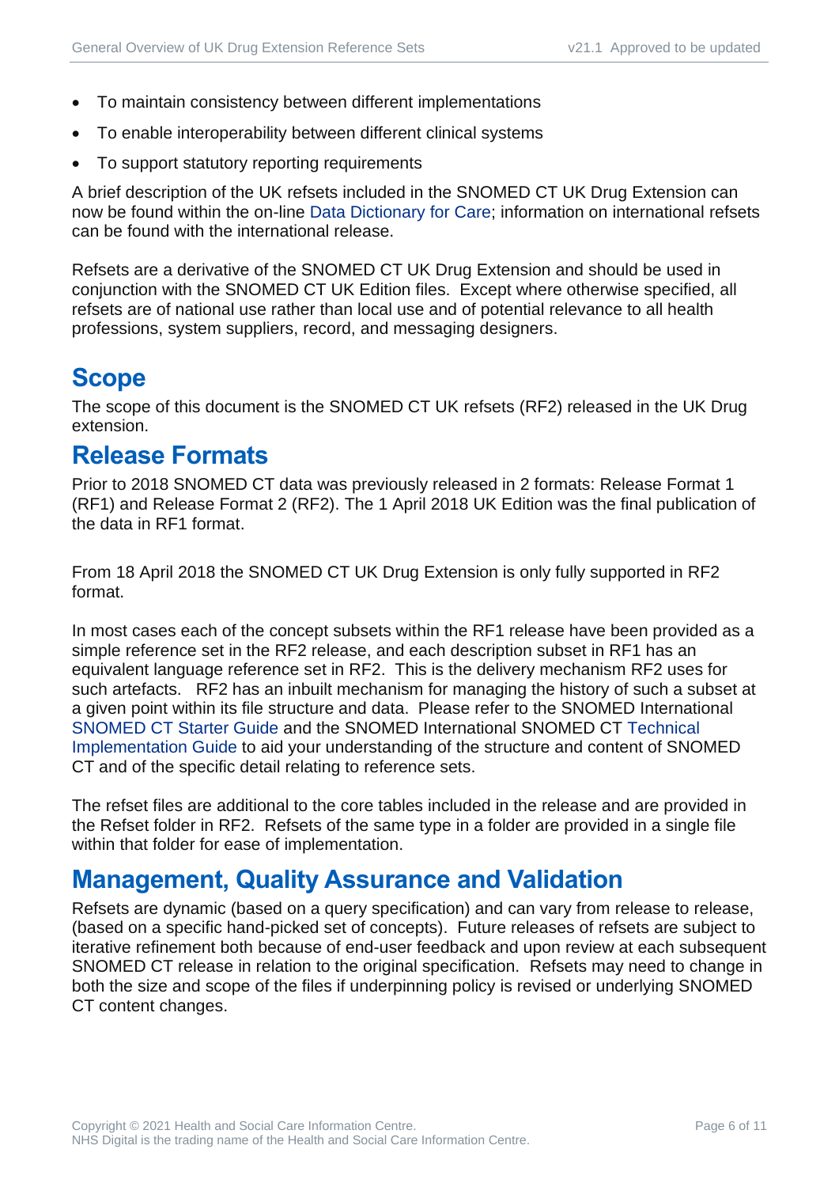- To maintain consistency between different implementations
- To enable interoperability between different clinical systems
- To support statutory reporting requirements

A brief description of the UK refsets included in the SNOMED CT UK Drug Extension can now be found within the on-line Data Dictionary for Care; information on international refsets can be found with the international release.

Refsets are a derivative of the SNOMED CT UK Drug Extension and should be used in conjunction with the SNOMED CT UK Edition files. Except where otherwise specified, all refsets are of national use rather than local use and of potential relevance to all health professions, system suppliers, record, and messaging designers.

## Scope

The scope of this document is the SNOMED CT UK refsets (RF2) released in the UK Drug extension.

## Release Formats

Prior to 2018 SNOMED CT data was previously released in 2 formats: Release Format 1 (RF1) and Release Format 2 (RF2). The 1 April 2018 UK Edition was the final publication of the data in RF1 format.

From 18 April 2018 the SNOMED CT UK Drug Extension is only fully supported in RF2 format.

In most cases each of the concept subsets within the RF1 release have been provided as a simple reference set in the RF2 release, and each description subset in RF1 has an equivalent language reference set in RF2. This is the delivery mechanism RF2 uses for such artefacts. RF2 has an inbuilt mechanism for managing the history of such a subset at a given point within its file structure and data. Please refer to the SNOMED International SNOMED CT Starter Guide and the SNOMED International SNOMED CT Technical Implementation Guide to aid your understanding of the structure and content of SNOMED CT and of the specific detail relating to reference sets.

The refset files are additional to the core tables included in the release and are provided in the Refset folder in RF2. Refsets of the same type in a folder are provided in a single file within that folder for ease of implementation.

## Management, Quality Assurance and Validation

Refsets are dynamic (based on a query specification) and can vary from release to release, (based on a specific hand-picked set of concepts). Future releases of refsets are subject to iterative refinement both because of end-user feedback and upon review at each subsequent SNOMED CT release in relation to the original specification. Refsets may need to change in both the size and scope of the files if underpinning policy is revised or underlying SNOMED CT content changes.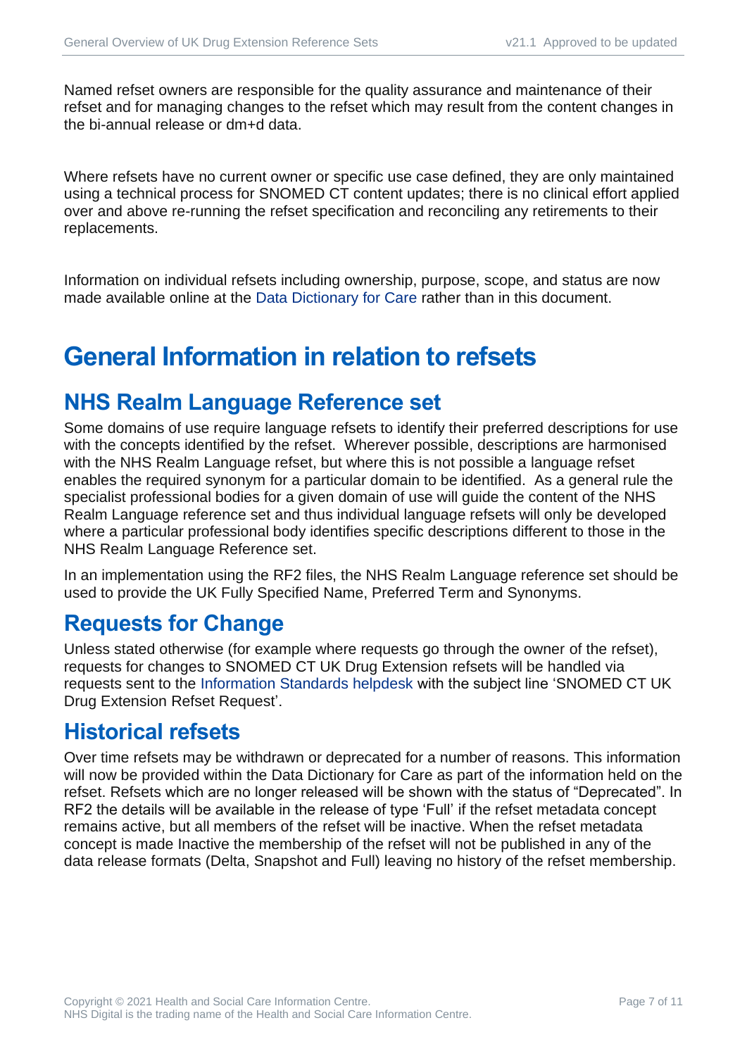Named refset owners are responsible for the quality assurance and maintenance of their refset and for managing changes to the refset which may result from the content changes in the bi-annual release or dm+d data.

Where refsets have no current owner or specific use case defined, they are only maintained using a technical process for SNOMED CT content updates; there is no clinical effort applied over and above re-running the refset specification and reconciling any retirements to their replacements.

Information on individual refsets including ownership, purpose, scope, and status are now made available online at the Data Dictionary for Care rather than in this document.

# General Information in relation to refsets

## NHS Realm Language Reference set

Some domains of use require language refsets to identify their preferred descriptions for use with the concepts identified by the refset. Wherever possible, descriptions are harmonised with the NHS Realm Language refset, but where this is not possible a language refset enables the required synonym for a particular domain to be identified. As a general rule the specialist professional bodies for a given domain of use will guide the content of the NHS Realm Language reference set and thus individual language refsets will only be developed where a particular professional body identifies specific descriptions different to those in the NHS Realm Language Reference set.

In an implementation using the RF2 files, the NHS Realm Language reference set should be used to provide the UK Fully Specified Name, Preferred Term and Synonyms.

## Requests for Change

Unless stated otherwise (for example where requests go through the owner of the refset), requests for changes to SNOMED CT UK Drug Extension refsets will be handled via requests sent to the Information Standards helpdesk with the subject line 'SNOMED CT UK Drug Extension Refset Request'.

## Historical refsets

Over time refsets may be withdrawn or deprecated for a number of reasons. This information will now be provided within the Data Dictionary for Care as part of the information held on the refset. Refsets which are no longer released will be shown with the status of "Deprecated". In RF2 the details will be available in the release of type 'Full' if the refset metadata concept remains active, but all members of the refset will be inactive. When the refset metadata concept is made Inactive the membership of the refset will not be published in any of the data release formats (Delta, Snapshot and Full) leaving no history of the refset membership.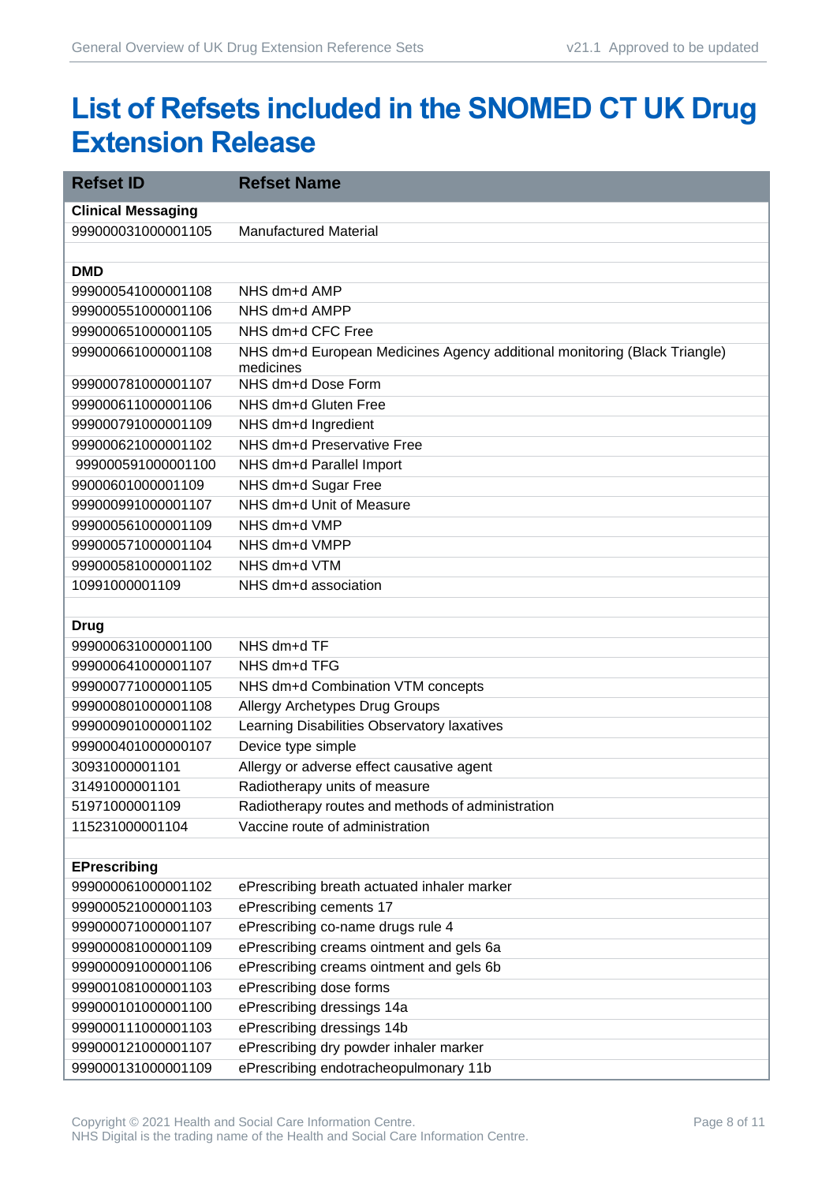# List of Refsets included in the SNOMED CT UK Drug Extension Release

| Refset ID | Refset Name |
|---|---|
| **Clinical Messaging** | |
| 999000031000001105 | Manufactured Material |
| | |
| **DMD** | |
| 999000541000001108 | NHS dm+d AMP |
| 999000551000001106 | NHS dm+d AMPP |
| 999000651000001105 | NHS dm+d CFC Free |
| 999000661000001108 | NHS dm+d European Medicines Agency additional monitoring (Black Triangle) medicines |
| 999000781000001107 | NHS dm+d Dose Form |
| 999000611000001106 | NHS dm+d Gluten Free |
| 999000791000001109 | NHS dm+d Ingredient |
| 999000621000001102 | NHS dm+d Preservative Free |
| 999000591000001100 | NHS dm+d Parallel Import |
| 99000601000001109 | NHS dm+d Sugar Free |
| 999000991000001107 | NHS dm+d Unit of Measure |
| 999000561000001109 | NHS dm+d VMP |
| 999000571000001104 | NHS dm+d VMPP |
| 999000581000001102 | NHS dm+d VTM |
| 10991000001109 | NHS dm+d association |
| | |
| **Drug** | |
| 999000631000001100 | NHS dm+d TF |
| 999000641000001107 | NHS dm+d TFG |
| 999000771000001105 | NHS dm+d Combination VTM concepts |
| 999000801000001108 | Allergy Archetypes Drug Groups |
| 999000901000001102 | Learning Disabilities Observatory laxatives |
| 999000401000000107 | Device type simple |
| 30931000001101 | Allergy or adverse effect causative agent |
| 31491000001101 | Radiotherapy units of measure |
| 51971000001109 | Radiotherapy routes and methods of administration |
| 115231000001104 | Vaccine route of administration |
| | |
| **EPrescribing** | |
| 999000061000001102 | ePrescribing breath actuated inhaler marker |
| 999000521000001103 | ePrescribing cements 17 |
| 999000071000001107 | ePrescribing co-name drugs rule 4 |
| 999000081000001109 | ePrescribing creams ointment and gels 6a |
| 999000091000001106 | ePrescribing creams ointment and gels 6b |
| 999001081000001103 | ePrescribing dose forms |
| 999000101000001100 | ePrescribing dressings 14a |
| 999000111000001103 | ePrescribing dressings 14b |
| 999000121000001107 | ePrescribing dry powder inhaler marker |
| 999000131000001109 | ePrescribing endotracheopulmonary 11b |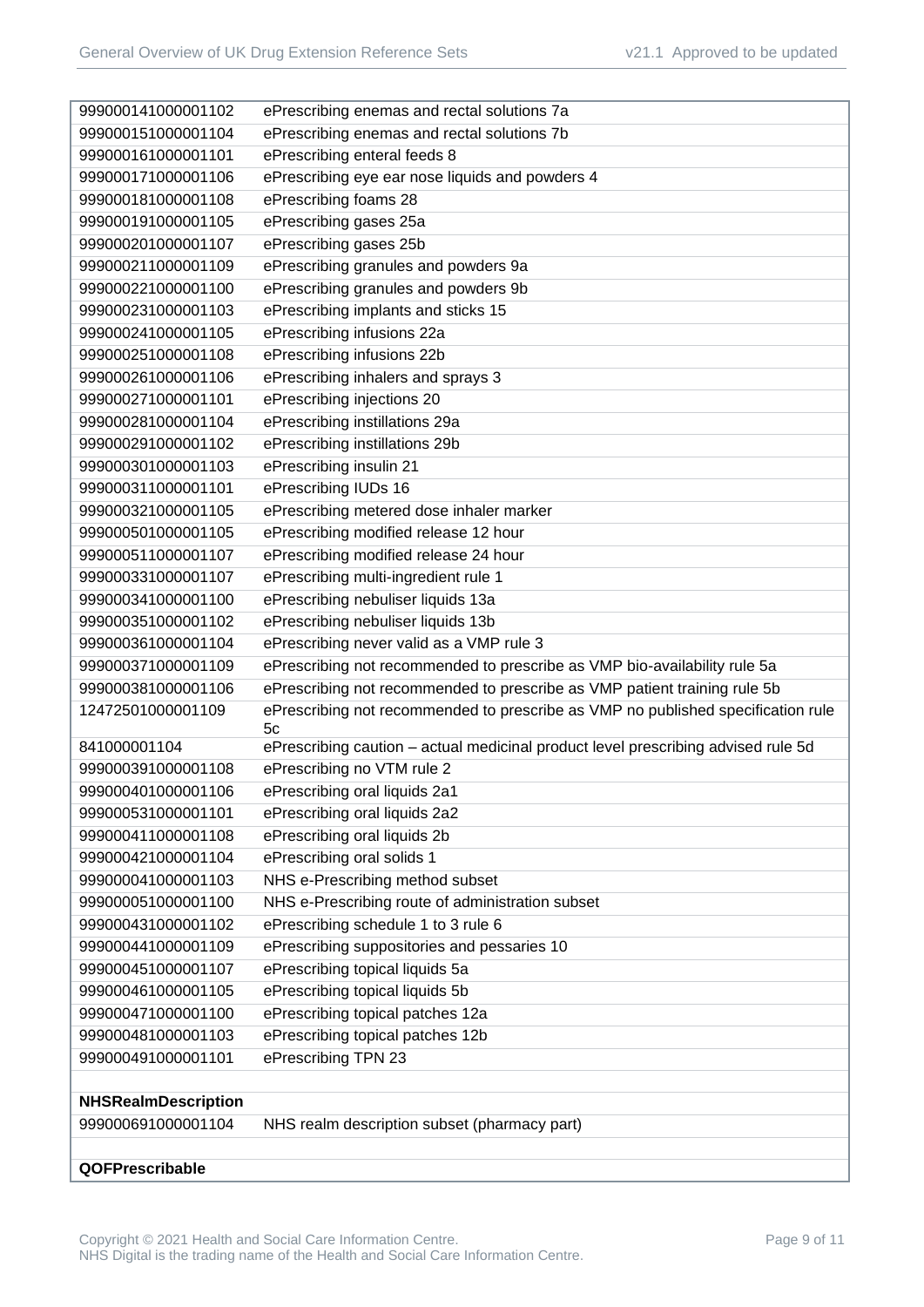| | |
|---|---|
| 999000141000001102 | ePrescribing enemas and rectal solutions 7a |
| 999000151000001104 | ePrescribing enemas and rectal solutions 7b |
| 999000161000001101 | ePrescribing enteral feeds 8 |
| 999000171000001106 | ePrescribing eye ear nose liquids and powders 4 |
| 999000181000001108 | ePrescribing foams 28 |
| 999000191000001105 | ePrescribing gases 25a |
| 999000201000001107 | ePrescribing gases 25b |
| 999000211000001109 | ePrescribing granules and powders 9a |
| 999000221000001100 | ePrescribing granules and powders 9b |
| 999000231000001103 | ePrescribing implants and sticks 15 |
| 999000241000001105 | ePrescribing infusions 22a |
| 999000251000001108 | ePrescribing infusions 22b |
| 999000261000001106 | ePrescribing inhalers and sprays 3 |
| 999000271000001101 | ePrescribing injections 20 |
| 999000281000001104 | ePrescribing instillations 29a |
| 999000291000001102 | ePrescribing instillations 29b |
| 999000301000001103 | ePrescribing insulin 21 |
| 999000311000001101 | ePrescribing IUDs 16 |
| 999000321000001105 | ePrescribing metered dose inhaler marker |
| 999000501000001105 | ePrescribing modified release 12 hour |
| 999000511000001107 | ePrescribing modified release 24 hour |
| 999000331000001107 | ePrescribing multi-ingredient rule 1 |
| 999000341000001100 | ePrescribing nebuliser liquids 13a |
| 999000351000001102 | ePrescribing nebuliser liquids 13b |
| 999000361000001104 | ePrescribing never valid as a VMP rule 3 |
| 999000371000001109 | ePrescribing not recommended to prescribe as VMP bio-availability rule 5a |
| 999000381000001106 | ePrescribing not recommended to prescribe as VMP patient training rule 5b |
| 12472501000001109 | ePrescribing not recommended to prescribe as VMP no published specification rule 5c |
| 841000001104 | ePrescribing caution – actual medicinal product level prescribing advised rule 5d |
| 999000391000001108 | ePrescribing no VTM rule 2 |
| 999000401000001106 | ePrescribing oral liquids 2a1 |
| 999000531000001101 | ePrescribing oral liquids 2a2 |
| 999000411000001108 | ePrescribing oral liquids 2b |
| 999000421000001104 | ePrescribing oral solids 1 |
| 999000041000001103 | NHS e-Prescribing method subset |
| 999000051000001100 | NHS e-Prescribing route of administration subset |
| 999000431000001102 | ePrescribing schedule 1 to 3 rule 6 |
| 999000441000001109 | ePrescribing suppositories and pessaries 10 |
| 999000451000001107 | ePrescribing topical liquids 5a |
| 999000461000001105 | ePrescribing topical liquids 5b |
| 999000471000001100 | ePrescribing topical patches 12a |
| 999000481000001103 | ePrescribing topical patches 12b |
| 999000491000001101 | ePrescribing TPN 23 |
| | |
| **NHSRealmDescription** | |
| 999000691000001104 | NHS realm description subset (pharmacy part) |
| | |
| **QOFPrescribable** | |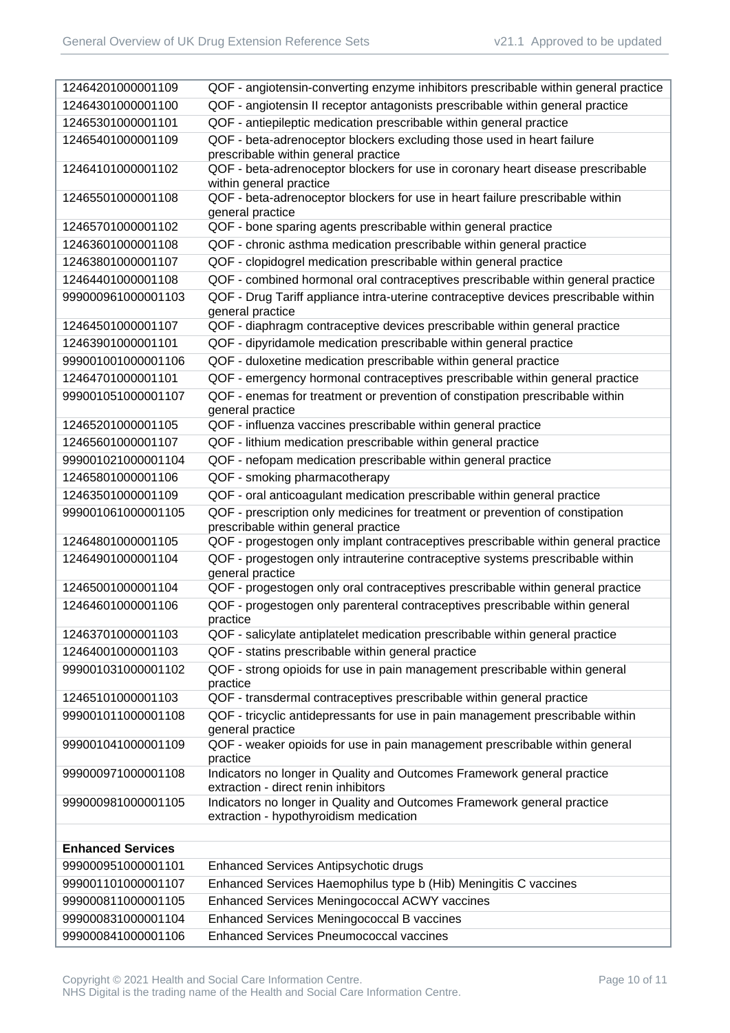| | |
|---|---|
| 12464201000001109 | QOF - angiotensin-converting enzyme inhibitors prescribable within general practice |
| 12464301000001100 | QOF - angiotensin II receptor antagonists prescribable within general practice |
| 12465301000001101 | QOF - antiepileptic medication prescribable within general practice |
| 12465401000001109 | QOF - beta-adrenoceptor blockers excluding those used in heart failure prescribable within general practice |
| 12464101000001102 | QOF - beta-adrenoceptor blockers for use in coronary heart disease prescribable within general practice |
| 12465501000001108 | QOF - beta-adrenoceptor blockers for use in heart failure prescribable within general practice |
| 12465701000001102 | QOF - bone sparing agents prescribable within general practice |
| 12463601000001108 | QOF - chronic asthma medication prescribable within general practice |
| 12463801000001107 | QOF - clopidogrel medication prescribable within general practice |
| 12464401000001108 | QOF - combined hormonal oral contraceptives prescribable within general practice |
| 999000961000001103 | QOF - Drug Tariff appliance intra-uterine contraceptive devices prescribable within general practice |
| 12464501000001107 | QOF - diaphragm contraceptive devices prescribable within general practice |
| 12463901000001101 | QOF - dipyridamole medication prescribable within general practice |
| 999001001000001106 | QOF - duloxetine medication prescribable within general practice |
| 12464701000001101 | QOF - emergency hormonal contraceptives prescribable within general practice |
| 999001051000001107 | QOF - enemas for treatment or prevention of constipation prescribable within general practice |
| 12465201000001105 | QOF - influenza vaccines prescribable within general practice |
| 12465601000001107 | QOF - lithium medication prescribable within general practice |
| 999001021000001104 | QOF - nefopam medication prescribable within general practice |
| 12465801000001106 | QOF - smoking pharmacotherapy |
| 12463501000001109 | QOF - oral anticoagulant medication prescribable within general practice |
| 999001061000001105 | QOF - prescription only medicines for treatment or prevention of constipation prescribable within general practice |
| 12464801000001105 | QOF - progestogen only implant contraceptives prescribable within general practice |
| 12464901000001104 | QOF - progestogen only intrauterine contraceptive systems prescribable within general practice |
| 12465001000001104 | QOF - progestogen only oral contraceptives prescribable within general practice |
| 12464601000001106 | QOF - progestogen only parenteral contraceptives prescribable within general practice |
| 12463701000001103 | QOF - salicylate antiplatelet medication prescribable within general practice |
| 12464001000001103 | QOF - statins prescribable within general practice |
| 999001031000001102 | QOF - strong opioids for use in pain management prescribable within general practice |
| 12465101000001103 | QOF - transdermal contraceptives prescribable within general practice |
| 999001011000001108 | QOF - tricyclic antidepressants for use in pain management prescribable within general practice |
| 999001041000001109 | QOF - weaker opioids for use in pain management prescribable within general practice |
| 999000971000001108 | Indicators no longer in Quality and Outcomes Framework general practice extraction - direct renin inhibitors |
| 999000981000001105 | Indicators no longer in Quality and Outcomes Framework general practice extraction - hypothyroidism medication |
| | |
| **Enhanced Services** | |
| 999000951000001101 | Enhanced Services Antipsychotic drugs |
| 999001101000001107 | Enhanced Services Haemophilus type b (Hib) Meningitis C vaccines |
| 999000811000001105 | Enhanced Services Meningococcal ACWY vaccines |
| 999000831000001104 | Enhanced Services Meningococcal B vaccines |
| 999000841000001106 | Enhanced Services Pneumococcal vaccines |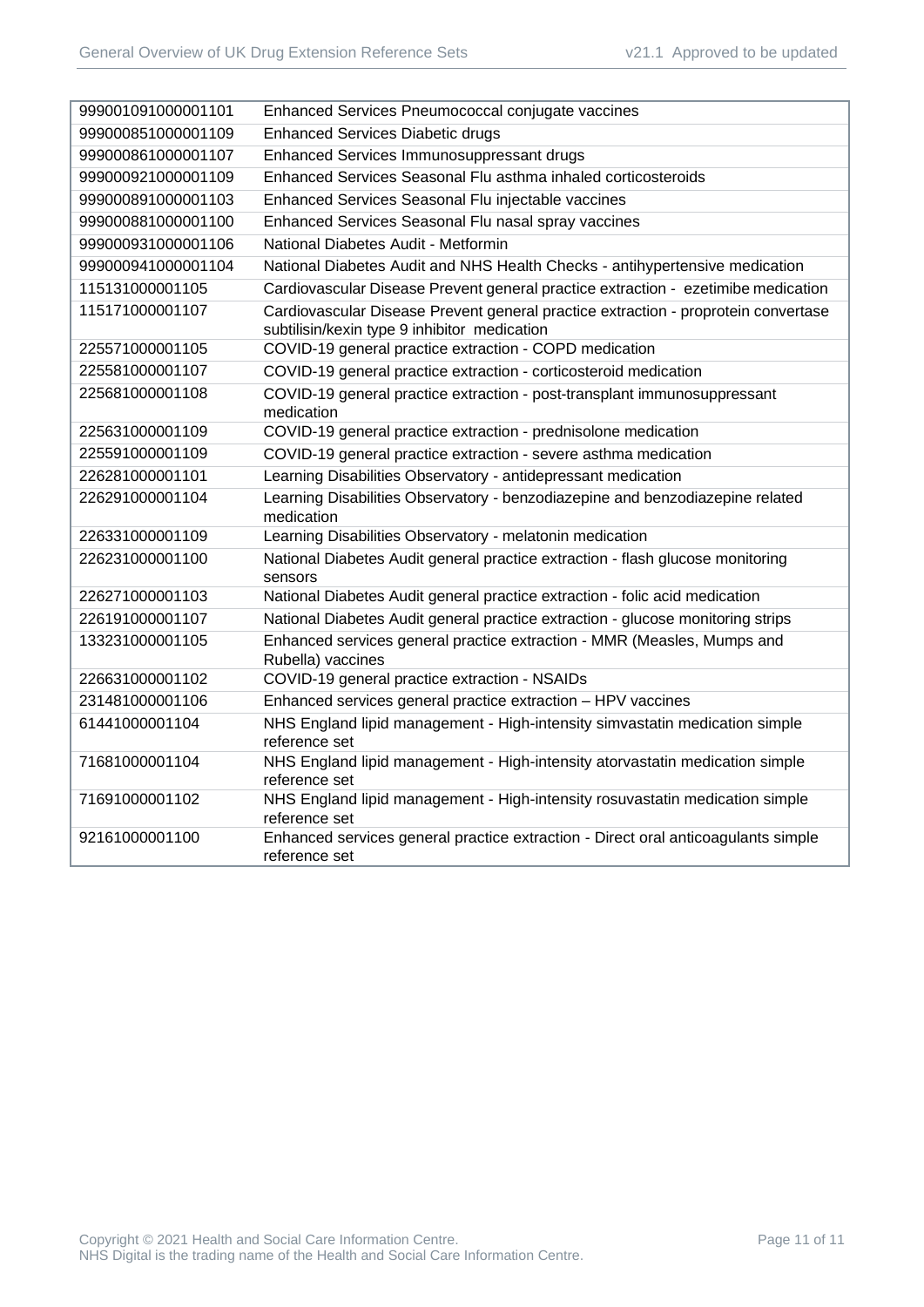| | |
|---|---|
| 999001091000001101 | Enhanced Services Pneumococcal conjugate vaccines |
| 999000851000001109 | Enhanced Services Diabetic drugs |
| 999000861000001107 | Enhanced Services Immunosuppressant drugs |
| 999000921000001109 | Enhanced Services Seasonal Flu asthma inhaled corticosteroids |
| 999000891000001103 | Enhanced Services Seasonal Flu injectable vaccines |
| 999000881000001100 | Enhanced Services Seasonal Flu nasal spray vaccines |
| 999000931000001106 | National Diabetes Audit - Metformin |
| 999000941000001104 | National Diabetes Audit and NHS Health Checks - antihypertensive medication |
| 115131000001105 | Cardiovascular Disease Prevent general practice extraction - ezetimibe medication |
| 115171000001107 | Cardiovascular Disease Prevent general practice extraction - proprotein convertase subtilisin/kexin type 9 inhibitor medication |
| 225571000001105 | COVID-19 general practice extraction - COPD medication |
| 225581000001107 | COVID-19 general practice extraction - corticosteroid medication |
| 225681000001108 | COVID-19 general practice extraction - post-transplant immunosuppressant medication |
| 225631000001109 | COVID-19 general practice extraction - prednisolone medication |
| 225591000001109 | COVID-19 general practice extraction - severe asthma medication |
| 226281000001101 | Learning Disabilities Observatory - antidepressant medication |
| 226291000001104 | Learning Disabilities Observatory - benzodiazepine and benzodiazepine related medication |
| 226331000001109 | Learning Disabilities Observatory - melatonin medication |
| 226231000001100 | National Diabetes Audit general practice extraction - flash glucose monitoring sensors |
| 226271000001103 | National Diabetes Audit general practice extraction - folic acid medication |
| 226191000001107 | National Diabetes Audit general practice extraction - glucose monitoring strips |
| 133231000001105 | Enhanced services general practice extraction - MMR (Measles, Mumps and Rubella) vaccines |
| 226631000001102 | COVID-19 general practice extraction - NSAIDs |
| 231481000001106 | Enhanced services general practice extraction – HPV vaccines |
| 61441000001104 | NHS England lipid management - High-intensity simvastatin medication simple reference set |
| 71681000001104 | NHS England lipid management - High-intensity atorvastatin medication simple reference set |
| 71691000001102 | NHS England lipid management - High-intensity rosuvastatin medication simple reference set |
| 92161000001100 | Enhanced services general practice extraction - Direct oral anticoagulants simple reference set |